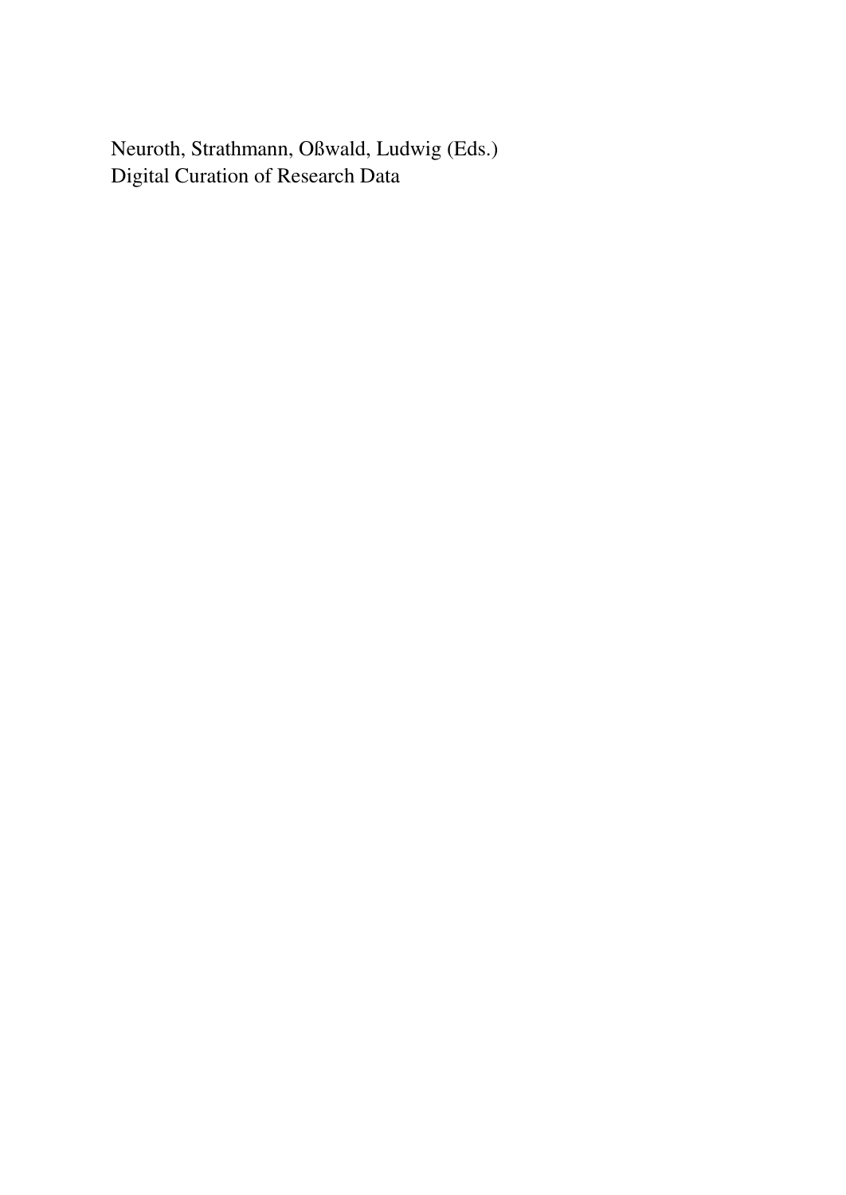Neuroth, Strathmann, Oßwald, Ludwig (Eds.)
Digital Curation of Research Data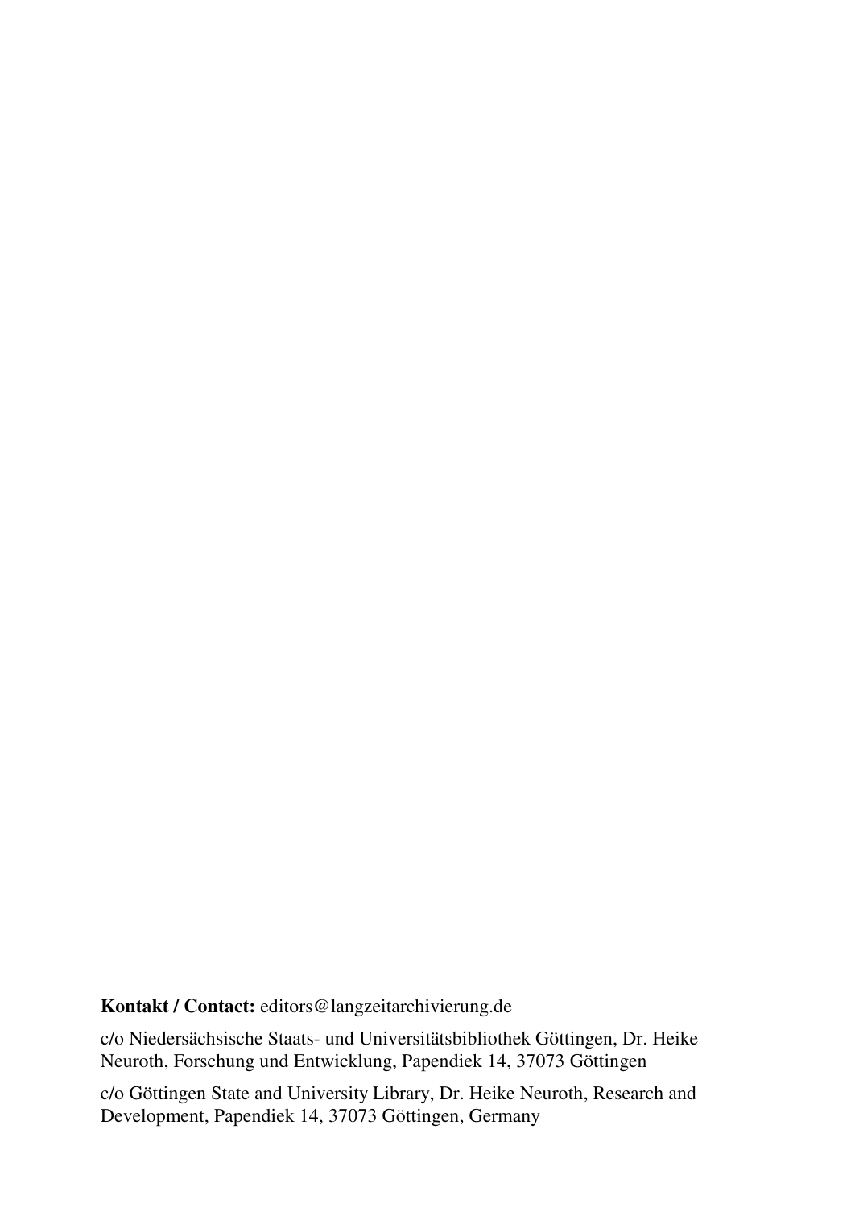**Kontakt / Contact:** editors@langzeitarchivierung.de

c/o Niedersächsische Staats- und Universitätsbibliothek Göttingen, Dr. Heike Neuroth, Forschung und Entwicklung, Papendiek 14, 37073 Göttingen

c/o Göttingen State and University Library, Dr. Heike Neuroth, Research and Development, Papendiek 14, 37073 Göttingen, Germany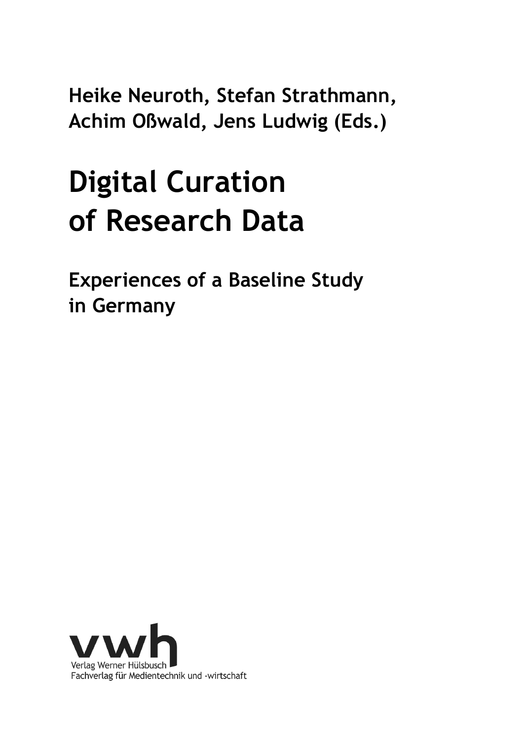**Heike Neuroth, Stefan Strathmann, Achim Oßwald, Jens Ludwig (Eds.)**

# Digital Curation of Research Data

## Experiences of a Baseline Study in Germany

vwh

Verlag Werner Hülsbusch
Fachverlag für Medientechnik und -wirtschaft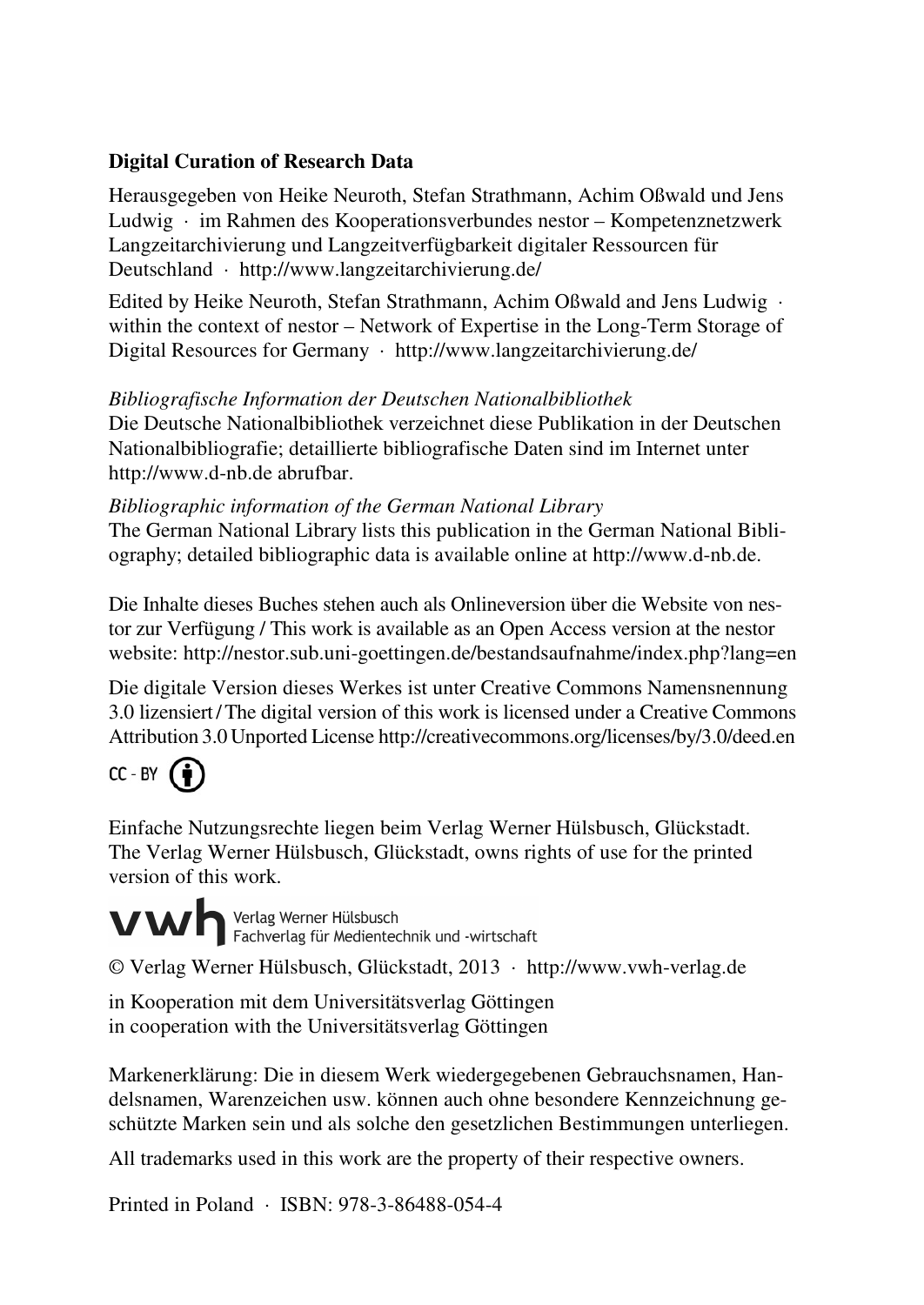**Digital Curation of Research Data**

Herausgegeben von Heike Neuroth, Stefan Strathmann, Achim Oßwald und Jens Ludwig · im Rahmen des Kooperationsverbundes nestor – Kompetenznetzwerk Langzeitarchivierung und Langzeitverfügbarkeit digitaler Ressourcen für Deutschland · http://www.langzeitarchivierung.de/

Edited by Heike Neuroth, Stefan Strathmann, Achim Oßwald and Jens Ludwig · within the context of nestor – Network of Expertise in the Long-Term Storage of Digital Resources for Germany · http://www.langzeitarchivierung.de/

*Bibliografische Information der Deutschen Nationalbibliothek*
Die Deutsche Nationalbibliothek verzeichnet diese Publikation in der Deutschen Nationalbibliografie; detaillierte bibliografische Daten sind im Internet unter http://www.d-nb.de abrufbar.

*Bibliographic information of the German National Library*
The German National Library lists this publication in the German National Bibliography; detailed bibliographic data is available online at http://www.d-nb.de.

Die Inhalte dieses Buches stehen auch als Onlineversion über die Website von nestor zur Verfügung / This work is available as an Open Access version at the nestor website: http://nestor.sub.uni-goettingen.de/bestandsaufnahme/index.php?lang=en

Die digitale Version dieses Werkes ist unter Creative Commons Namensnennung 3.0 lizensiert / The digital version of this work is licensed under a Creative Commons Attribution 3.0 Unported License http://creativecommons.org/licenses/by/3.0/deed.en

CC - BY

Einfache Nutzungsrechte liegen beim Verlag Werner Hülsbusch, Glückstadt.
The Verlag Werner Hülsbusch, Glückstadt, owns rights of use for the printed version of this work.

vwh Verlag Werner Hülsbusch
Fachverlag für Medientechnik und -wirtschaft

© Verlag Werner Hülsbusch, Glückstadt, 2013 · http://www.vwh-verlag.de

in Kooperation mit dem Universitätsverlag Göttingen
in cooperation with the Universitätsverlag Göttingen

Markenerklärung: Die in diesem Werk wiedergegebenen Gebrauchsnamen, Handelsnamen, Warenzeichen usw. können auch ohne besondere Kennzeichnung geschützte Marken sein und als solche den gesetzlichen Bestimmungen unterliegen.

All trademarks used in this work are the property of their respective owners.

Printed in Poland · ISBN: 978-3-86488-054-4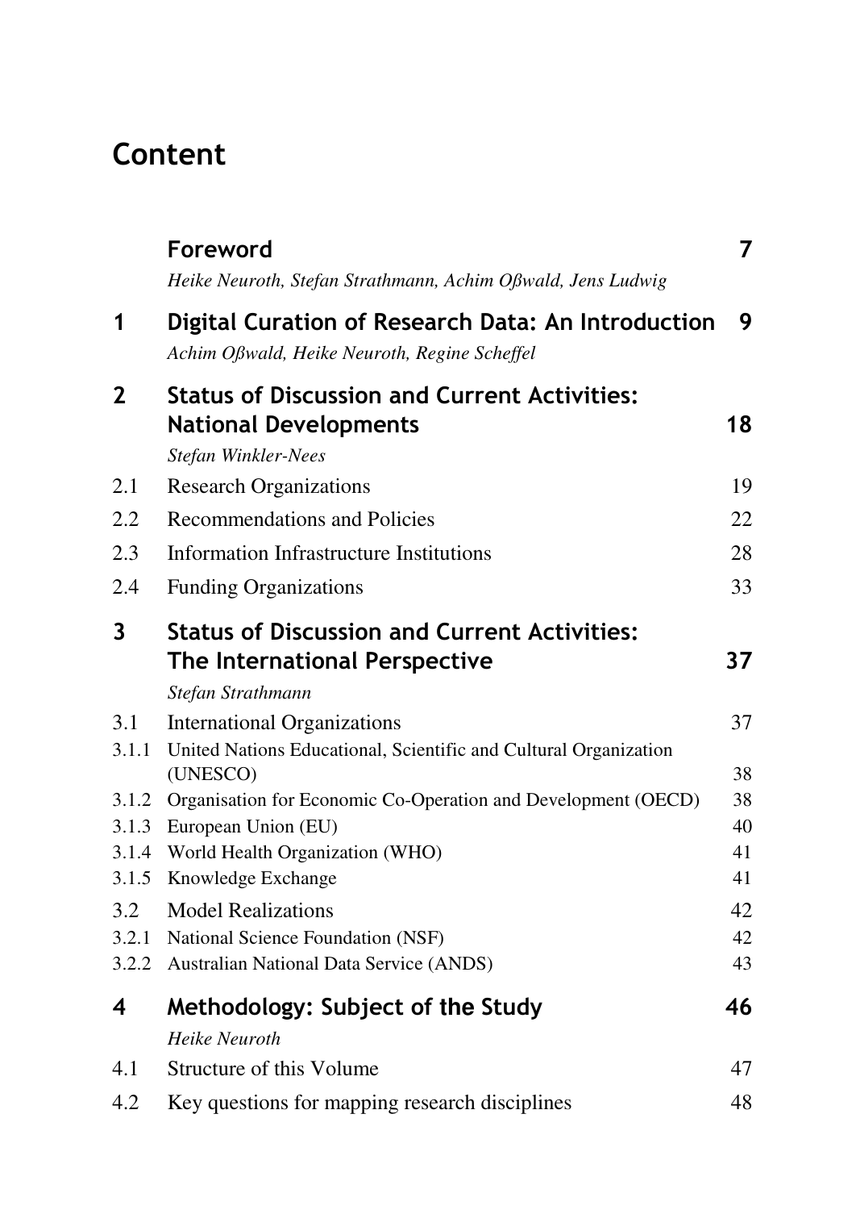# Content

| | | |
|---|---|---|
| | **Foreword**<br>*Heike Neuroth, Stefan Strathmann, Achim Oßwald, Jens Ludwig* | **7** |
| **1** | **Digital Curation of Research Data: An Introduction**<br>*Achim Oßwald, Heike Neuroth, Regine Scheffel* | **9** |
| **2** | **Status of Discussion and Current Activities: National Developments**<br>*Stefan Winkler-Nees* | **18** |
| 2.1 | Research Organizations | 19 |
| 2.2 | Recommendations and Policies | 22 |
| 2.3 | Information Infrastructure Institutions | 28 |
| 2.4 | Funding Organizations | 33 |
| **3** | **Status of Discussion and Current Activities: The International Perspective**<br>*Stefan Strathmann* | **37** |
| 3.1 | International Organizations | 37 |
| 3.1.1 | United Nations Educational, Scientific and Cultural Organization (UNESCO) | 38 |
| 3.1.2 | Organisation for Economic Co-Operation and Development (OECD) | 38 |
| 3.1.3 | European Union (EU) | 40 |
| 3.1.4 | World Health Organization (WHO) | 41 |
| 3.1.5 | Knowledge Exchange | 41 |
| 3.2 | Model Realizations | 42 |
| 3.2.1 | National Science Foundation (NSF) | 42 |
| 3.2.2 | Australian National Data Service (ANDS) | 43 |
| **4** | **Methodology: Subject of the Study**<br>*Heike Neuroth* | **46** |
| 4.1 | Structure of this Volume | 47 |
| 4.2 | Key questions for mapping research disciplines | 48 |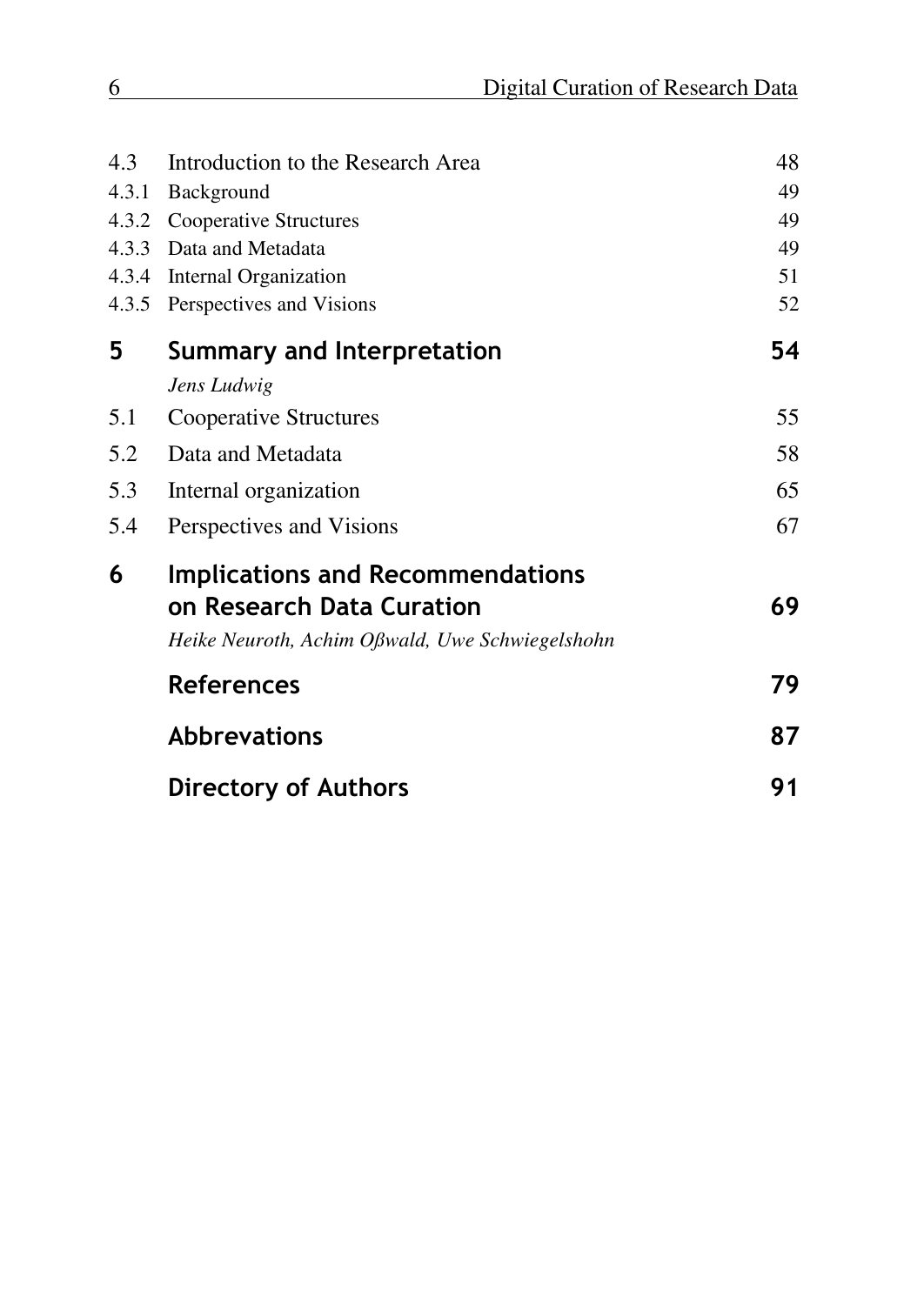| | | |
|---|---|---|
| 4.3 | Introduction to the Research Area | 48 |
| 4.3.1 | Background | 49 |
| 4.3.2 | Cooperative Structures | 49 |
| 4.3.3 | Data and Metadata | 49 |
| 4.3.4 | Internal Organization | 51 |
| 4.3.5 | Perspectives and Visions | 52 |
| **5** | **Summary and Interpretation** *Jens Ludwig* | **54** |
| 5.1 | Cooperative Structures | 55 |
| 5.2 | Data and Metadata | 58 |
| 5.3 | Internal organization | 65 |
| 5.4 | Perspectives and Visions | 67 |
| **6** | **Implications and Recommendations on Research Data Curation** *Heike Neuroth, Achim Oßwald, Uwe Schwiegelshohn* | **69** |
| | **References** | **79** |
| | **Abbrevations** | **87** |
| | **Directory of Authors** | **91** |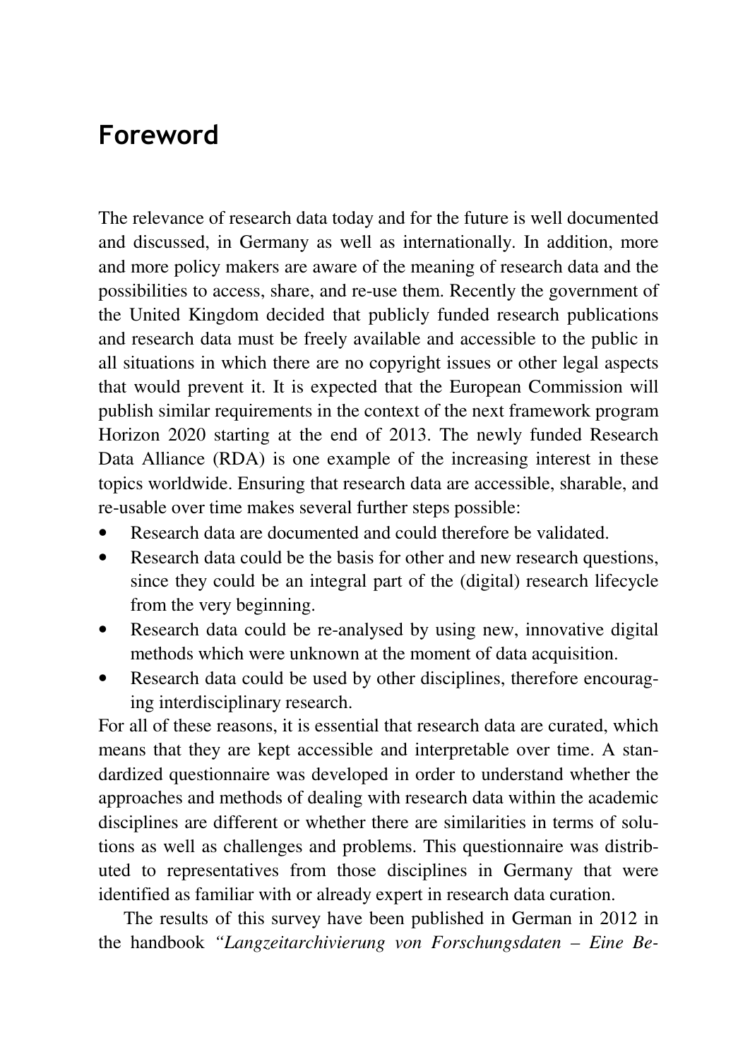# Foreword

The relevance of research data today and for the future is well documented and discussed, in Germany as well as internationally. In addition, more and more policy makers are aware of the meaning of research data and the possibilities to access, share, and re-use them. Recently the government of the United Kingdom decided that publicly funded research publications and research data must be freely available and accessible to the public in all situations in which there are no copyright issues or other legal aspects that would prevent it. It is expected that the European Commission will publish similar requirements in the context of the next framework program Horizon 2020 starting at the end of 2013. The newly funded Research Data Alliance (RDA) is one example of the increasing interest in these topics worldwide. Ensuring that research data are accessible, sharable, and re-usable over time makes several further steps possible:

- Research data are documented and could therefore be validated.
- Research data could be the basis for other and new research questions, since they could be an integral part of the (digital) research lifecycle from the very beginning.
- Research data could be re-analysed by using new, innovative digital methods which were unknown at the moment of data acquisition.
- Research data could be used by other disciplines, therefore encouraging interdisciplinary research.

For all of these reasons, it is essential that research data are curated, which means that they are kept accessible and interpretable over time. A standardized questionnaire was developed in order to understand whether the approaches and methods of dealing with research data within the academic disciplines are different or whether there are similarities in terms of solutions as well as challenges and problems. This questionnaire was distributed to representatives from those disciplines in Germany that were identified as familiar with or already expert in research data curation.

The results of this survey have been published in German in 2012 in the handbook *"Langzeitarchivierung von Forschungsdaten – Eine Be-*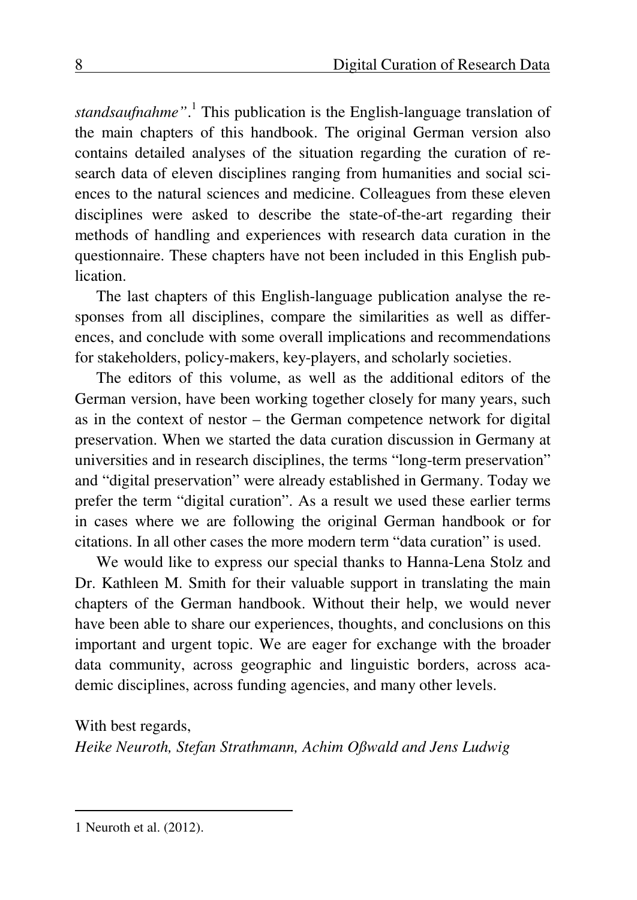*standsaufnahme"*.[1] This publication is the English-language translation of the main chapters of this handbook. The original German version also contains detailed analyses of the situation regarding the curation of research data of eleven disciplines ranging from humanities and social sciences to the natural sciences and medicine. Colleagues from these eleven disciplines were asked to describe the state-of-the-art regarding their methods of handling and experiences with research data curation in the questionnaire. These chapters have not been included in this English publication.

The last chapters of this English-language publication analyse the responses from all disciplines, compare the similarities as well as differences, and conclude with some overall implications and recommendations for stakeholders, policy-makers, key-players, and scholarly societies.

The editors of this volume, as well as the additional editors of the German version, have been working together closely for many years, such as in the context of nestor – the German competence network for digital preservation. When we started the data curation discussion in Germany at universities and in research disciplines, the terms "long-term preservation" and "digital preservation" were already established in Germany. Today we prefer the term "digital curation". As a result we used these earlier terms in cases where we are following the original German handbook or for citations. In all other cases the more modern term "data curation" is used.

We would like to express our special thanks to Hanna-Lena Stolz and Dr. Kathleen M. Smith for their valuable support in translating the main chapters of the German handbook. Without their help, we would never have been able to share our experiences, thoughts, and conclusions on this important and urgent topic. We are eager for exchange with the broader data community, across geographic and linguistic borders, across academic disciplines, across funding agencies, and many other levels.

With best regards,
*Heike Neuroth, Stefan Strathmann, Achim Oßwald and Jens Ludwig*

---

1 Neuroth et al. (2012).